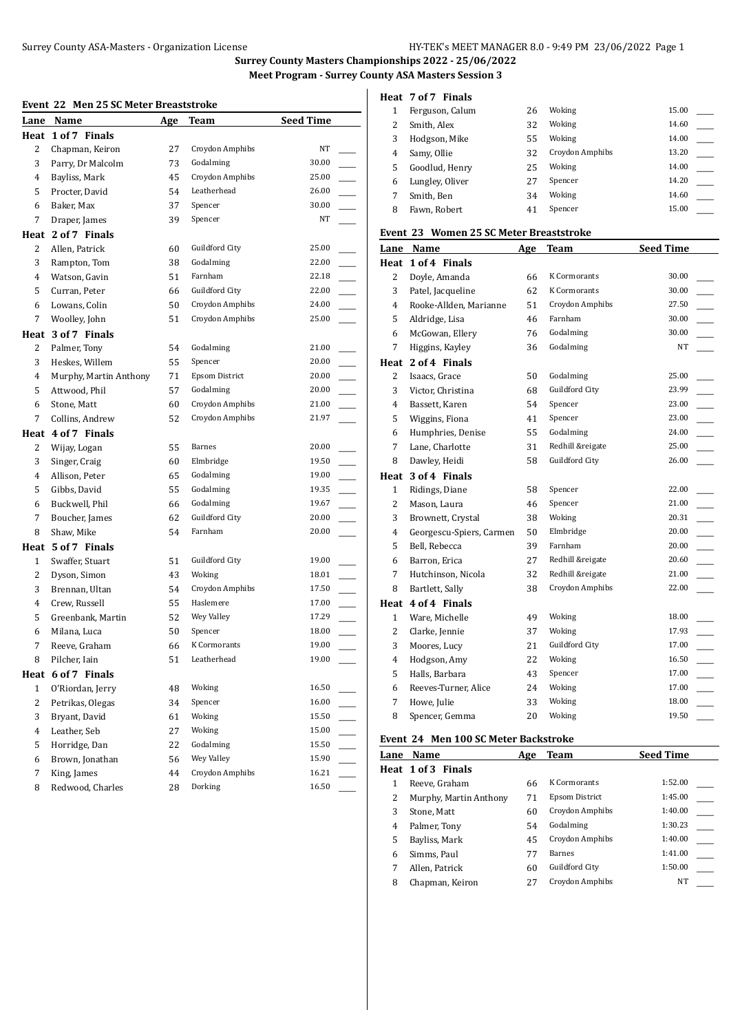# Surrey County Masters Championships 2022 - 25/06/2022

## Meet Program - Surrey County ASA Masters Session 3

### Event 22 Men 25 SC Meter Breaststroke

| Lane | Name | Age | Team | Seed Time |
|---|---|---|---|---|
| **Heat 1 of 7 Finals** | | | | |
| 2 | Chapman, Keiron | 27 | Croydon Amphibs | NT |
| 3 | Parry, Dr Malcolm | 73 | Godalming | 30.00 |
| 4 | Bayliss, Mark | 45 | Croydon Amphibs | 25.00 |
| 5 | Procter, David | 54 | Leatherhead | 26.00 |
| 6 | Baker, Max | 37 | Spencer | 30.00 |
| 7 | Draper, James | 39 | Spencer | NT |
| **Heat 2 of 7 Finals** | | | | |
| 2 | Allen, Patrick | 60 | Guildford City | 25.00 |
| 3 | Rampton, Tom | 38 | Godalming | 22.00 |
| 4 | Watson, Gavin | 51 | Farnham | 22.18 |
| 5 | Curran, Peter | 66 | Guildford City | 22.00 |
| 6 | Lowans, Colin | 50 | Croydon Amphibs | 24.00 |
| 7 | Woolley, John | 51 | Croydon Amphibs | 25.00 |
| **Heat 3 of 7 Finals** | | | | |
| 2 | Palmer, Tony | 54 | Godalming | 21.00 |
| 3 | Heskes, Willem | 55 | Spencer | 20.00 |
| 4 | Murphy, Martin Anthony | 71 | Epsom District | 20.00 |
| 5 | Attwood, Phil | 57 | Godalming | 20.00 |
| 6 | Stone, Matt | 60 | Croydon Amphibs | 21.00 |
| 7 | Collins, Andrew | 52 | Croydon Amphibs | 21.97 |
| **Heat 4 of 7 Finals** | | | | |
| 2 | Wijay, Logan | 55 | Barnes | 20.00 |
| 3 | Singer, Craig | 60 | Elmbridge | 19.50 |
| 4 | Allison, Peter | 65 | Godalming | 19.00 |
| 5 | Gibbs, David | 55 | Godalming | 19.35 |
| 6 | Buckwell, Phil | 66 | Godalming | 19.67 |
| 7 | Boucher, James | 62 | Guildford City | 20.00 |
| 8 | Shaw, Mike | 54 | Farnham | 20.00 |
| **Heat 5 of 7 Finals** | | | | |
| 1 | Swaffer, Stuart | 51 | Guildford City | 19.00 |
| 2 | Dyson, Simon | 43 | Woking | 18.01 |
| 3 | Brennan, Ultan | 54 | Croydon Amphibs | 17.50 |
| 4 | Crew, Russell | 55 | Haslemere | 17.00 |
| 5 | Greenbank, Martin | 52 | Wey Valley | 17.29 |
| 6 | Milana, Luca | 50 | Spencer | 18.00 |
| 7 | Reeve, Graham | 66 | K Cormorants | 19.00 |
| 8 | Pilcher, Iain | 51 | Leatherhead | 19.00 |
| **Heat 6 of 7 Finals** | | | | |
| 1 | O'Riordan, Jerry | 48 | Woking | 16.50 |
| 2 | Petrikas, Olegas | 34 | Spencer | 16.00 |
| 3 | Bryant, David | 61 | Woking | 15.50 |
| 4 | Leather, Seb | 27 | Woking | 15.00 |
| 5 | Horridge, Dan | 22 | Godalming | 15.50 |
| 6 | Brown, Jonathan | 56 | Wey Valley | 15.90 |
| 7 | King, James | 44 | Croydon Amphibs | 16.21 |
| 8 | Redwood, Charles | 28 | Dorking | 16.50 |
| **Heat 7 of 7 Finals** | | | | |
| 1 | Ferguson, Calum | 26 | Woking | 15.00 |
| 2 | Smith, Alex | 32 | Woking | 14.60 |
| 3 | Hodgson, Mike | 55 | Woking | 14.00 |
| 4 | Samy, Ollie | 32 | Croydon Amphibs | 13.20 |
| 5 | Goodlud, Henry | 25 | Woking | 14.00 |
| 6 | Lungley, Oliver | 27 | Spencer | 14.20 |
| 7 | Smith, Ben | 34 | Woking | 14.60 |
| 8 | Fawn, Robert | 41 | Spencer | 15.00 |

### Event 23 Women 25 SC Meter Breaststroke

| Lane | Name | Age | Team | Seed Time |
|---|---|---|---|---|
| **Heat 1 of 4 Finals** | | | | |
| 2 | Doyle, Amanda | 66 | K Cormorants | 30.00 |
| 3 | Patel, Jacqueline | 62 | K Cormorants | 30.00 |
| 4 | Rooke-Allden, Marianne | 51 | Croydon Amphibs | 27.50 |
| 5 | Aldridge, Lisa | 46 | Farnham | 30.00 |
| 6 | McGowan, Ellery | 76 | Godalming | 30.00 |
| 7 | Higgins, Kayley | 36 | Godalming | NT |
| **Heat 2 of 4 Finals** | | | | |
| 2 | Isaacs, Grace | 50 | Godalming | 25.00 |
| 3 | Victor, Christina | 68 | Guildford City | 23.99 |
| 4 | Bassett, Karen | 54 | Spencer | 23.00 |
| 5 | Wiggins, Fiona | 41 | Spencer | 23.00 |
| 6 | Humphries, Denise | 55 | Godalming | 24.00 |
| 7 | Lane, Charlotte | 31 | Redhill &reigate | 25.00 |
| 8 | Dawley, Heidi | 58 | Guildford City | 26.00 |
| **Heat 3 of 4 Finals** | | | | |
| 1 | Ridings, Diane | 58 | Spencer | 22.00 |
| 2 | Mason, Laura | 46 | Spencer | 21.00 |
| 3 | Brownett, Crystal | 38 | Woking | 20.31 |
| 4 | Georgescu-Spiers, Carmen | 50 | Elmbridge | 20.00 |
| 5 | Bell, Rebecca | 39 | Farnham | 20.00 |
| 6 | Barron, Erica | 27 | Redhill &reigate | 20.60 |
| 7 | Hutchinson, Nicola | 32 | Redhill &reigate | 21.00 |
| 8 | Bartlett, Sally | 38 | Croydon Amphibs | 22.00 |
| **Heat 4 of 4 Finals** | | | | |
| 1 | Ware, Michelle | 49 | Woking | 18.00 |
| 2 | Clarke, Jennie | 37 | Woking | 17.93 |
| 3 | Moores, Lucy | 21 | Guildford City | 17.00 |
| 4 | Hodgson, Amy | 22 | Woking | 16.50 |
| 5 | Halls, Barbara | 43 | Spencer | 17.00 |
| 6 | Reeves-Turner, Alice | 24 | Woking | 17.00 |
| 7 | Howe, Julie | 33 | Woking | 18.00 |
| 8 | Spencer, Gemma | 20 | Woking | 19.50 |

### Event 24 Men 100 SC Meter Backstroke

| Lane | Name | Age | Team | Seed Time |
|---|---|---|---|---|
| **Heat 1 of 3 Finals** | | | | |
| 1 | Reeve, Graham | 66 | K Cormorants | 1:52.00 |
| 2 | Murphy, Martin Anthony | 71 | Epsom District | 1:45.00 |
| 3 | Stone, Matt | 60 | Croydon Amphibs | 1:40.00 |
| 4 | Palmer, Tony | 54 | Godalming | 1:30.23 |
| 5 | Bayliss, Mark | 45 | Croydon Amphibs | 1:40.00 |
| 6 | Simms, Paul | 77 | Barnes | 1:41.00 |
| 7 | Allen, Patrick | 60 | Guildford City | 1:50.00 |
| 8 | Chapman, Keiron | 27 | Croydon Amphibs | NT |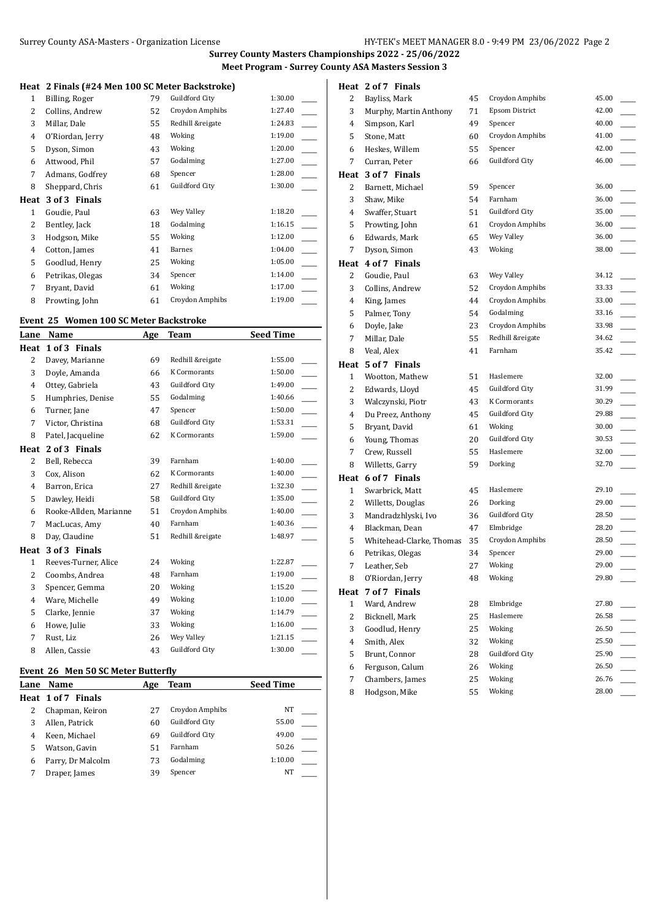**Surrey County Masters Championships 2022 - 25/06/2022**

**Meet Program - Surrey County ASA Masters Session 3**

### Heat 2 Finals (#24 Men 100 SC Meter Backstroke)

| Lane | Name | Age | Team | Seed Time |
|---|---|---|---|---|
| 1 | Billing, Roger | 79 | Guildford City | 1:30.00 |
| 2 | Collins, Andrew | 52 | Croydon Amphibs | 1:27.40 |
| 3 | Millar, Dale | 55 | Redhill &reigate | 1:24.83 |
| 4 | O'Riordan, Jerry | 48 | Woking | 1:19.00 |
| 5 | Dyson, Simon | 43 | Woking | 1:20.00 |
| 6 | Attwood, Phil | 57 | Godalming | 1:27.00 |
| 7 | Admans, Godfrey | 68 | Spencer | 1:28.00 |
| 8 | Sheppard, Chris | 61 | Guildford City | 1:30.00 |
| **Heat 3 of 3 Finals** | | | | |
| 1 | Goudie, Paul | 63 | Wey Valley | 1:18.20 |
| 2 | Bentley, Jack | 18 | Godalming | 1:16.15 |
| 3 | Hodgson, Mike | 55 | Woking | 1:12.00 |
| 4 | Cotton, James | 41 | Barnes | 1:04.00 |
| 5 | Goodlud, Henry | 25 | Woking | 1:05.00 |
| 6 | Petrikas, Olegas | 34 | Spencer | 1:14.00 |
| 7 | Bryant, David | 61 | Woking | 1:17.00 |
| 8 | Prowting, John | 61 | Croydon Amphibs | 1:19.00 |

### Event 25 Women 100 SC Meter Backstroke

| Lane | Name | Age | Team | Seed Time |
|---|---|---|---|---|
| **Heat 1 of 3 Finals** | | | | |
| 2 | Davey, Marianne | 69 | Redhill &reigate | 1:55.00 |
| 3 | Doyle, Amanda | 66 | K Cormorants | 1:50.00 |
| 4 | Ottey, Gabriela | 43 | Guildford City | 1:49.00 |
| 5 | Humphries, Denise | 55 | Godalming | 1:40.66 |
| 6 | Turner, Jane | 47 | Spencer | 1:50.00 |
| 7 | Victor, Christina | 68 | Guildford City | 1:53.31 |
| 8 | Patel, Jacqueline | 62 | K Cormorants | 1:59.00 |
| **Heat 2 of 3 Finals** | | | | |
| 2 | Bell, Rebecca | 39 | Farnham | 1:40.00 |
| 3 | Cox, Alison | 62 | K Cormorants | 1:40.00 |
| 4 | Barron, Erica | 27 | Redhill &reigate | 1:32.30 |
| 5 | Dawley, Heidi | 58 | Guildford City | 1:35.00 |
| 6 | Rooke-Allden, Marianne | 51 | Croydon Amphibs | 1:40.00 |
| 7 | MacLucas, Amy | 40 | Farnham | 1:40.36 |
| 8 | Day, Claudine | 51 | Redhill &reigate | 1:48.97 |
| **Heat 3 of 3 Finals** | | | | |
| 1 | Reeves-Turner, Alice | 24 | Woking | 1:22.87 |
| 2 | Coombs, Andrea | 48 | Farnham | 1:19.00 |
| 3 | Spencer, Gemma | 20 | Woking | 1:15.20 |
| 4 | Ware, Michelle | 49 | Woking | 1:10.00 |
| 5 | Clarke, Jennie | 37 | Woking | 1:14.79 |
| 6 | Howe, Julie | 33 | Woking | 1:16.00 |
| 7 | Rust, Liz | 26 | Wey Valley | 1:21.15 |
| 8 | Allen, Cassie | 43 | Guildford City | 1:30.00 |

### Event 26 Men 50 SC Meter Butterfly

| Lane | Name | Age | Team | Seed Time |
|---|---|---|---|---|
| **Heat 1 of 7 Finals** | | | | |
| 2 | Chapman, Keiron | 27 | Croydon Amphibs | NT |
| 3 | Allen, Patrick | 60 | Guildford City | 55.00 |
| 4 | Keen, Michael | 69 | Guildford City | 49.00 |
| 5 | Watson, Gavin | 51 | Farnham | 50.26 |
| 6 | Parry, Dr Malcolm | 73 | Godalming | 1:10.00 |
| 7 | Draper, James | 39 | Spencer | NT |
| **Heat 2 of 7 Finals** | | | | |
| 2 | Bayliss, Mark | 45 | Croydon Amphibs | 45.00 |
| 3 | Murphy, Martin Anthony | 71 | Epsom District | 42.00 |
| 4 | Simpson, Karl | 49 | Spencer | 40.00 |
| 5 | Stone, Matt | 60 | Croydon Amphibs | 41.00 |
| 6 | Heskes, Willem | 55 | Spencer | 42.00 |
| 7 | Curran, Peter | 66 | Guildford City | 46.00 |
| **Heat 3 of 7 Finals** | | | | |
| 2 | Barnett, Michael | 59 | Spencer | 36.00 |
| 3 | Shaw, Mike | 54 | Farnham | 36.00 |
| 4 | Swaffer, Stuart | 51 | Guildford City | 35.00 |
| 5 | Prowting, John | 61 | Croydon Amphibs | 36.00 |
| 6 | Edwards, Mark | 65 | Wey Valley | 36.00 |
| 7 | Dyson, Simon | 43 | Woking | 38.00 |
| **Heat 4 of 7 Finals** | | | | |
| 2 | Goudie, Paul | 63 | Wey Valley | 34.12 |
| 3 | Collins, Andrew | 52 | Croydon Amphibs | 33.33 |
| 4 | King, James | 44 | Croydon Amphibs | 33.00 |
| 5 | Palmer, Tony | 54 | Godalming | 33.16 |
| 6 | Doyle, Jake | 23 | Croydon Amphibs | 33.98 |
| 7 | Millar, Dale | 55 | Redhill &reigate | 34.62 |
| 8 | Veal, Alex | 41 | Farnham | 35.42 |
| **Heat 5 of 7 Finals** | | | | |
| 1 | Wootton, Mathew | 51 | Haslemere | 32.00 |
| 2 | Edwards, Lloyd | 45 | Guildford City | 31.99 |
| 3 | Walczynski, Piotr | 43 | K Cormorants | 30.29 |
| 4 | Du Preez, Anthony | 45 | Guildford City | 29.88 |
| 5 | Bryant, David | 61 | Woking | 30.00 |
| 6 | Young, Thomas | 20 | Guildford City | 30.53 |
| 7 | Crew, Russell | 55 | Haslemere | 32.00 |
| 8 | Willetts, Garry | 59 | Dorking | 32.70 |
| **Heat 6 of 7 Finals** | | | | |
| 1 | Swarbrick, Matt | 45 | Haslemere | 29.10 |
| 2 | Willetts, Douglas | 26 | Dorking | 29.00 |
| 3 | Mandradzhlyski, Ivo | 36 | Guildford City | 28.50 |
| 4 | Blackman, Dean | 47 | Elmbridge | 28.20 |
| 5 | Whitehead-Clarke, Thomas | 35 | Croydon Amphibs | 28.50 |
| 6 | Petrikas, Olegas | 34 | Spencer | 29.00 |
| 7 | Leather, Seb | 27 | Woking | 29.00 |
| 8 | O'Riordan, Jerry | 48 | Woking | 29.80 |
| **Heat 7 of 7 Finals** | | | | |
| 1 | Ward, Andrew | 28 | Elmbridge | 27.80 |
| 2 | Bicknell, Mark | 25 | Haslemere | 26.58 |
| 3 | Goodlud, Henry | 25 | Woking | 26.50 |
| 4 | Smith, Alex | 32 | Woking | 25.50 |
| 5 | Brunt, Connor | 28 | Guildford City | 25.90 |
| 6 | Ferguson, Calum | 26 | Woking | 26.50 |
| 7 | Chambers, James | 25 | Woking | 26.76 |
| 8 | Hodgson, Mike | 55 | Woking | 28.00 |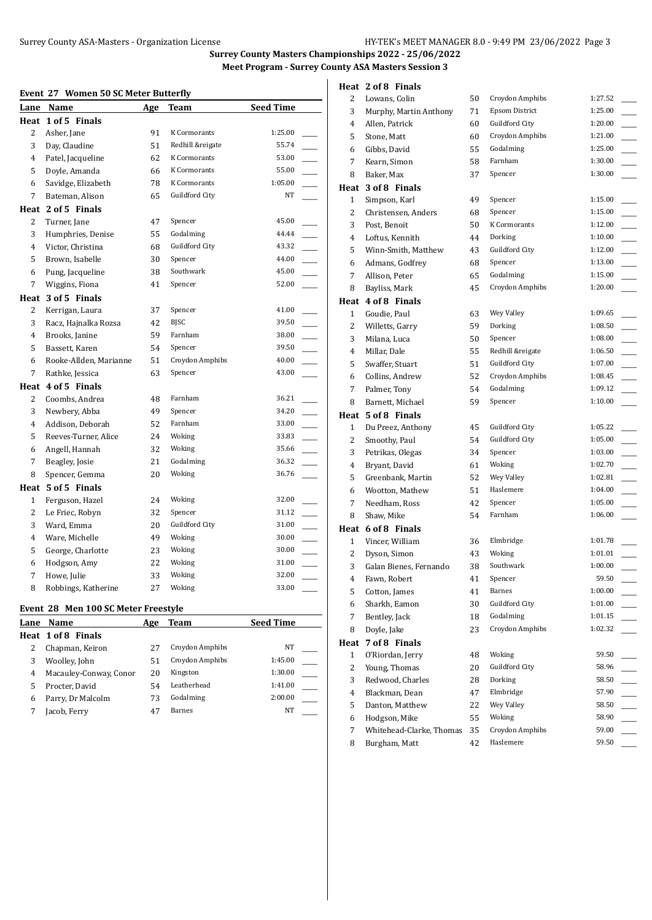**Surrey County Masters Championships 2022 - 25/06/2022**

**Meet Program - Surrey County ASA Masters Session 3**

### Event 27 Women 50 SC Meter Butterfly

| Lane | Name | Age | Team | Seed Time |
|---|---|---|---|---|
| **Heat 1 of 5 Finals** | | | | |
| 2 | Asher, Jane | 91 | K Cormorants | 1:25.00 |
| 3 | Day, Claudine | 51 | Redhill &reigate | 55.74 |
| 4 | Patel, Jacqueline | 62 | K Cormorants | 53.00 |
| 5 | Doyle, Amanda | 66 | K Cormorants | 55.00 |
| 6 | Savidge, Elizabeth | 78 | K Cormorants | 1:05.00 |
| 7 | Bateman, Alison | 65 | Guildford City | NT |
| **Heat 2 of 5 Finals** | | | | |
| 2 | Turner, Jane | 47 | Spencer | 45.00 |
| 3 | Humphries, Denise | 55 | Godalming | 44.44 |
| 4 | Victor, Christina | 68 | Guildford City | 43.32 |
| 5 | Brown, Isabelle | 30 | Spencer | 44.00 |
| 6 | Pung, Jacqueline | 38 | Southwark | 45.00 |
| 7 | Wiggins, Fiona | 41 | Spencer | 52.00 |
| **Heat 3 of 5 Finals** | | | | |
| 2 | Kerrigan, Laura | 37 | Spencer | 41.00 |
| 3 | Racz, Hajnalka Rozsa | 42 | BJSC | 39.50 |
| 4 | Brooks, Janine | 59 | Farnham | 38.00 |
| 5 | Bassett, Karen | 54 | Spencer | 39.50 |
| 6 | Rooke-Allden, Marianne | 51 | Croydon Amphibs | 40.00 |
| 7 | Rathke, Jessica | 63 | Spencer | 43.00 |
| **Heat 4 of 5 Finals** | | | | |
| 2 | Coombs, Andrea | 48 | Farnham | 36.21 |
| 3 | Newbery, Abba | 49 | Spencer | 34.20 |
| 4 | Addison, Deborah | 52 | Farnham | 33.00 |
| 5 | Reeves-Turner, Alice | 24 | Woking | 33.83 |
| 6 | Angell, Hannah | 32 | Woking | 35.66 |
| 7 | Beagley, Josie | 21 | Godalming | 36.32 |
| 8 | Spencer, Gemma | 20 | Woking | 36.76 |
| **Heat 5 of 5 Finals** | | | | |
| 1 | Ferguson, Hazel | 24 | Woking | 32.00 |
| 2 | Le Friec, Robyn | 32 | Spencer | 31.12 |
| 3 | Ward, Emma | 20 | Guildford City | 31.00 |
| 4 | Ware, Michelle | 49 | Woking | 30.00 |
| 5 | George, Charlotte | 23 | Woking | 30.00 |
| 6 | Hodgson, Amy | 22 | Woking | 31.00 |
| 7 | Howe, Julie | 33 | Woking | 32.00 |
| 8 | Robbings, Katherine | 27 | Woking | 33.00 |

### Event 28 Men 100 SC Meter Freestyle

| Lane | Name | Age | Team | Seed Time |
|---|---|---|---|---|
| **Heat 1 of 8 Finals** | | | | |
| 2 | Chapman, Keiron | 27 | Croydon Amphibs | NT |
| 3 | Woolley, John | 51 | Croydon Amphibs | 1:45.00 |
| 4 | Macauley-Conway, Conor | 20 | Kingston | 1:30.00 |
| 5 | Procter, David | 54 | Leatherhead | 1:41.00 |
| 6 | Parry, Dr Malcolm | 73 | Godalming | 2:00.00 |
| 7 | Jacob, Ferry | 47 | Barnes | NT |
| **Heat 2 of 8 Finals** | | | | |
| 2 | Lowans, Colin | 50 | Croydon Amphibs | 1:27.52 |
| 3 | Murphy, Martin Anthony | 71 | Epsom District | 1:25.00 |
| 4 | Allen, Patrick | 60 | Guildford City | 1:20.00 |
| 5 | Stone, Matt | 60 | Croydon Amphibs | 1:21.00 |
| 6 | Gibbs, David | 55 | Godalming | 1:25.00 |
| 7 | Kearn, Simon | 58 | Farnham | 1:30.00 |
| 8 | Baker, Max | 37 | Spencer | 1:30.00 |
| **Heat 3 of 8 Finals** | | | | |
| 1 | Simpson, Karl | 49 | Spencer | 1:15.00 |
| 2 | Christensen, Anders | 68 | Spencer | 1:15.00 |
| 3 | Post, Benoit | 50 | K Cormorants | 1:12.00 |
| 4 | Loftus, Kennith | 44 | Dorking | 1:10.00 |
| 5 | Winn-Smith, Matthew | 43 | Guildford City | 1:12.00 |
| 6 | Admans, Godfrey | 68 | Spencer | 1:13.00 |
| 7 | Allison, Peter | 65 | Godalming | 1:15.00 |
| 8 | Bayliss, Mark | 45 | Croydon Amphibs | 1:20.00 |
| **Heat 4 of 8 Finals** | | | | |
| 1 | Goudie, Paul | 63 | Wey Valley | 1:09.65 |
| 2 | Willetts, Garry | 59 | Dorking | 1:08.50 |
| 3 | Milana, Luca | 50 | Spencer | 1:08.00 |
| 4 | Millar, Dale | 55 | Redhill &reigate | 1:06.50 |
| 5 | Swaffer, Stuart | 51 | Guildford City | 1:07.00 |
| 6 | Collins, Andrew | 52 | Croydon Amphibs | 1:08.45 |
| 7 | Palmer, Tony | 54 | Godalming | 1:09.12 |
| 8 | Barnett, Michael | 59 | Spencer | 1:10.00 |
| **Heat 5 of 8 Finals** | | | | |
| 1 | Du Preez, Anthony | 45 | Guildford City | 1:05.22 |
| 2 | Smoothy, Paul | 54 | Guildford City | 1:05.00 |
| 3 | Petrikas, Olegas | 34 | Spencer | 1:03.00 |
| 4 | Bryant, David | 61 | Woking | 1:02.70 |
| 5 | Greenbank, Martin | 52 | Wey Valley | 1:02.81 |
| 6 | Wootton, Mathew | 51 | Haslemere | 1:04.00 |
| 7 | Needham, Ross | 42 | Spencer | 1:05.00 |
| 8 | Shaw, Mike | 54 | Farnham | 1:06.00 |
| **Heat 6 of 8 Finals** | | | | |
| 1 | Vincer, William | 36 | Elmbridge | 1:01.78 |
| 2 | Dyson, Simon | 43 | Woking | 1:01.01 |
| 3 | Galan Bienes, Fernando | 38 | Southwark | 1:00.00 |
| 4 | Fawn, Robert | 41 | Spencer | 59.50 |
| 5 | Cotton, James | 41 | Barnes | 1:00.00 |
| 6 | Sharkh, Eamon | 30 | Guildford City | 1:01.00 |
| 7 | Bentley, Jack | 18 | Godalming | 1:01.15 |
| 8 | Doyle, Jake | 23 | Croydon Amphibs | 1:02.32 |
| **Heat 7 of 8 Finals** | | | | |
| 1 | O'Riordan, Jerry | 48 | Woking | 59.50 |
| 2 | Young, Thomas | 20 | Guildford City | 58.96 |
| 3 | Redwood, Charles | 28 | Dorking | 58.50 |
| 4 | Blackman, Dean | 47 | Elmbridge | 57.90 |
| 5 | Danton, Matthew | 22 | Wey Valley | 58.50 |
| 6 | Hodgson, Mike | 55 | Woking | 58.90 |
| 7 | Whitehead-Clarke, Thomas | 35 | Croydon Amphibs | 59.00 |
| 8 | Burgham, Matt | 42 | Haslemere | 59.50 |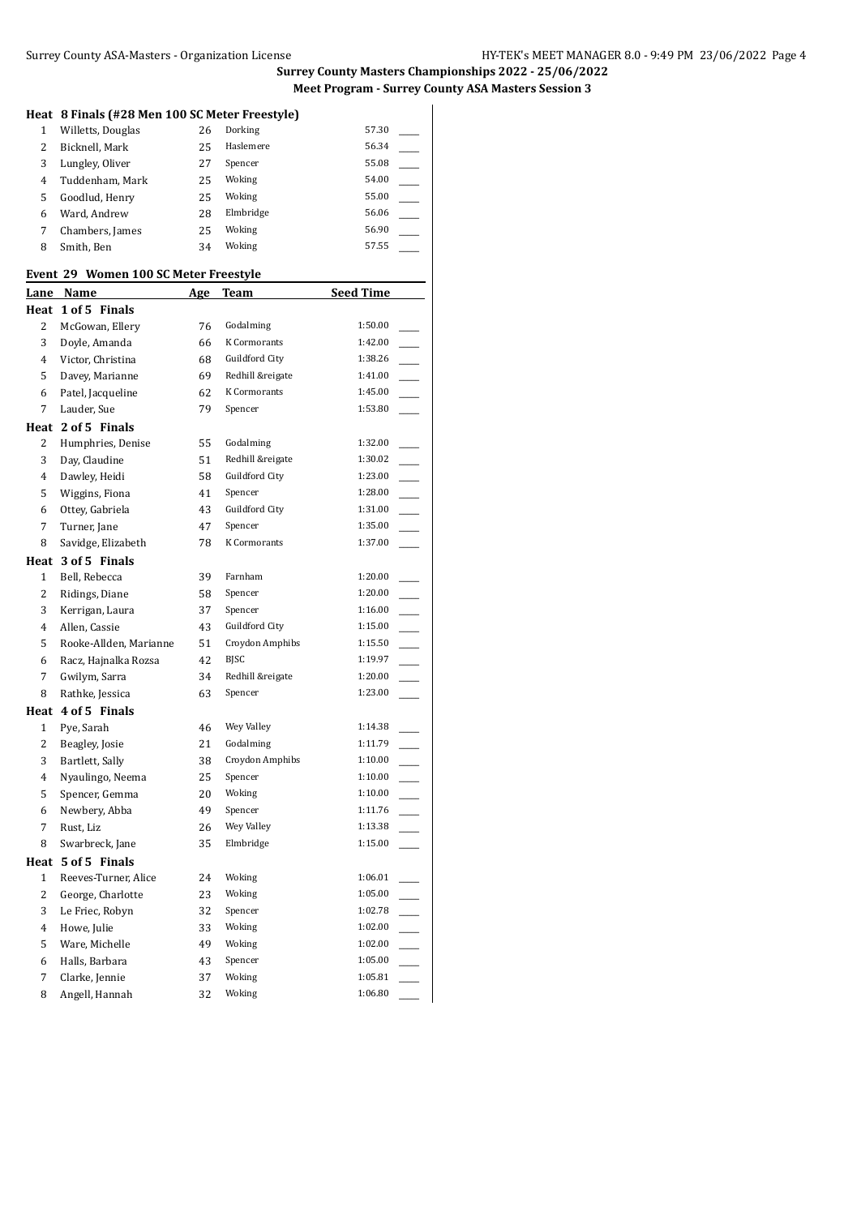# Surrey County Masters Championships 2022 - 25/06/2022

## Meet Program - Surrey County ASA Masters Session 3

### Heat 8 Finals (#28 Men 100 SC Meter Freestyle)

| | | | | | |
|---|---|---|---|---|---|
| 1 | Willetts, Douglas | 26 | Dorking | 57.30 | ____ |
| 2 | Bicknell, Mark | 25 | Haslemere | 56.34 | ____ |
| 3 | Lungley, Oliver | 27 | Spencer | 55.08 | ____ |
| 4 | Tuddenham, Mark | 25 | Woking | 54.00 | ____ |
| 5 | Goodlud, Henry | 25 | Woking | 55.00 | ____ |
| 6 | Ward, Andrew | 28 | Elmbridge | 56.06 | ____ |
| 7 | Chambers, James | 25 | Woking | 56.90 | ____ |
| 8 | Smith, Ben | 34 | Woking | 57.55 | ____ |

### Event 29 Women 100 SC Meter Freestyle

| Lane | Name | Age | Team | Seed Time | |
|---|---|---|---|---|---|
| **Heat 1 of 5 Finals** | | | | | |
| 2 | McGowan, Ellery | 76 | Godalming | 1:50.00 | ____ |
| 3 | Doyle, Amanda | 66 | K Cormorants | 1:42.00 | ____ |
| 4 | Victor, Christina | 68 | Guildford City | 1:38.26 | ____ |
| 5 | Davey, Marianne | 69 | Redhill &reigate | 1:41.00 | ____ |
| 6 | Patel, Jacqueline | 62 | K Cormorants | 1:45.00 | ____ |
| 7 | Lauder, Sue | 79 | Spencer | 1:53.80 | ____ |
| **Heat 2 of 5 Finals** | | | | | |
| 2 | Humphries, Denise | 55 | Godalming | 1:32.00 | ____ |
| 3 | Day, Claudine | 51 | Redhill &reigate | 1:30.02 | ____ |
| 4 | Dawley, Heidi | 58 | Guildford City | 1:23.00 | ____ |
| 5 | Wiggins, Fiona | 41 | Spencer | 1:28.00 | ____ |
| 6 | Ottey, Gabriela | 43 | Guildford City | 1:31.00 | ____ |
| 7 | Turner, Jane | 47 | Spencer | 1:35.00 | ____ |
| 8 | Savidge, Elizabeth | 78 | K Cormorants | 1:37.00 | ____ |
| **Heat 3 of 5 Finals** | | | | | |
| 1 | Bell, Rebecca | 39 | Farnham | 1:20.00 | ____ |
| 2 | Ridings, Diane | 58 | Spencer | 1:20.00 | ____ |
| 3 | Kerrigan, Laura | 37 | Spencer | 1:16.00 | ____ |
| 4 | Allen, Cassie | 43 | Guildford City | 1:15.00 | ____ |
| 5 | Rooke-Allden, Marianne | 51 | Croydon Amphibs | 1:15.50 | ____ |
| 6 | Racz, Hajnalka Rozsa | 42 | BJSC | 1:19.97 | ____ |
| 7 | Gwilym, Sarra | 34 | Redhill &reigate | 1:20.00 | ____ |
| 8 | Rathke, Jessica | 63 | Spencer | 1:23.00 | ____ |
| **Heat 4 of 5 Finals** | | | | | |
| 1 | Pye, Sarah | 46 | Wey Valley | 1:14.38 | ____ |
| 2 | Beagley, Josie | 21 | Godalming | 1:11.79 | ____ |
| 3 | Bartlett, Sally | 38 | Croydon Amphibs | 1:10.00 | ____ |
| 4 | Nyaulingo, Neema | 25 | Spencer | 1:10.00 | ____ |
| 5 | Spencer, Gemma | 20 | Woking | 1:10.00 | ____ |
| 6 | Newbery, Abba | 49 | Spencer | 1:11.76 | ____ |
| 7 | Rust, Liz | 26 | Wey Valley | 1:13.38 | ____ |
| 8 | Swarbreck, Jane | 35 | Elmbridge | 1:15.00 | ____ |
| **Heat 5 of 5 Finals** | | | | | |
| 1 | Reeves-Turner, Alice | 24 | Woking | 1:06.01 | ____ |
| 2 | George, Charlotte | 23 | Woking | 1:05.00 | ____ |
| 3 | Le Friec, Robyn | 32 | Spencer | 1:02.78 | ____ |
| 4 | Howe, Julie | 33 | Woking | 1:02.00 | ____ |
| 5 | Ware, Michelle | 49 | Woking | 1:02.00 | ____ |
| 6 | Halls, Barbara | 43 | Spencer | 1:05.00 | ____ |
| 7 | Clarke, Jennie | 37 | Woking | 1:05.81 | ____ |
| 8 | Angell, Hannah | 32 | Woking | 1:06.80 | ____ |